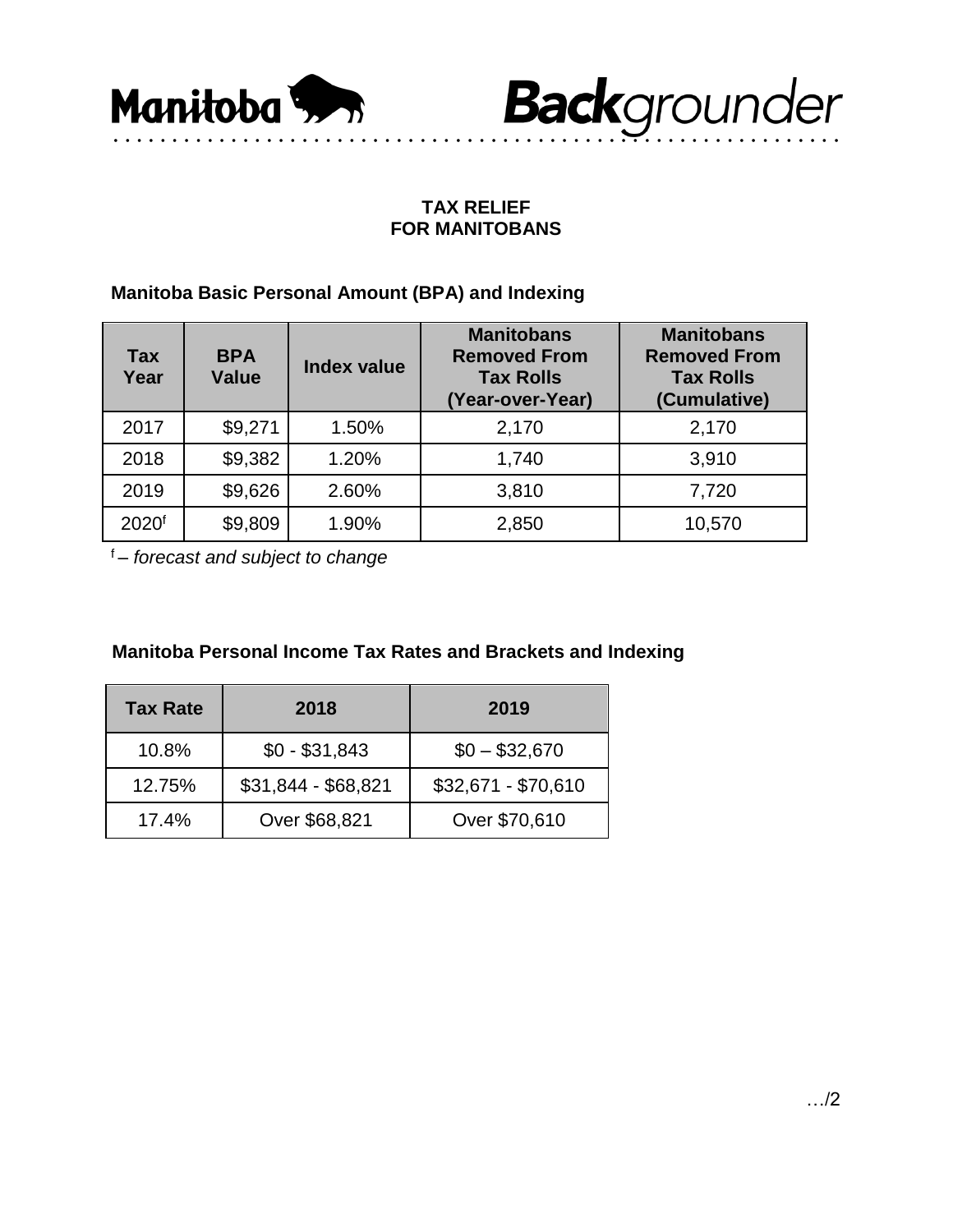Manitoba **Back**grounder

# TAX RELIEF FOR MANITOBANS

## Manitoba Basic Personal Amount (BPA) and Indexing

| Tax Year | BPA Value | Index value | Manitobans Removed From Tax Rolls (Year-over-Year) | Manitobans Removed From Tax Rolls (Cumulative) |
|---|---|---|---|---|
| 2017 | $9,271 | 1.50% | 2,170 | 2,170 |
| 2018 | $9,382 | 1.20% | 1,740 | 3,910 |
| 2019 | $9,626 | 2.60% | 3,810 | 7,720 |
| 2020[f] | $9,809 | 1.90% | 2,850 | 10,570 |

[f] – *forecast and subject to change*

## Manitoba Personal Income Tax Rates and Brackets and Indexing

| Tax Rate | 2018 | 2019 |
|---|---|---|
| 10.8% | $0 - $31,843 | $0 – $32,670 |
| 12.75% | $31,844 - $68,821 | $32,671 - $70,610 |
| 17.4% | Over $68,821 | Over $70,610 |

…/2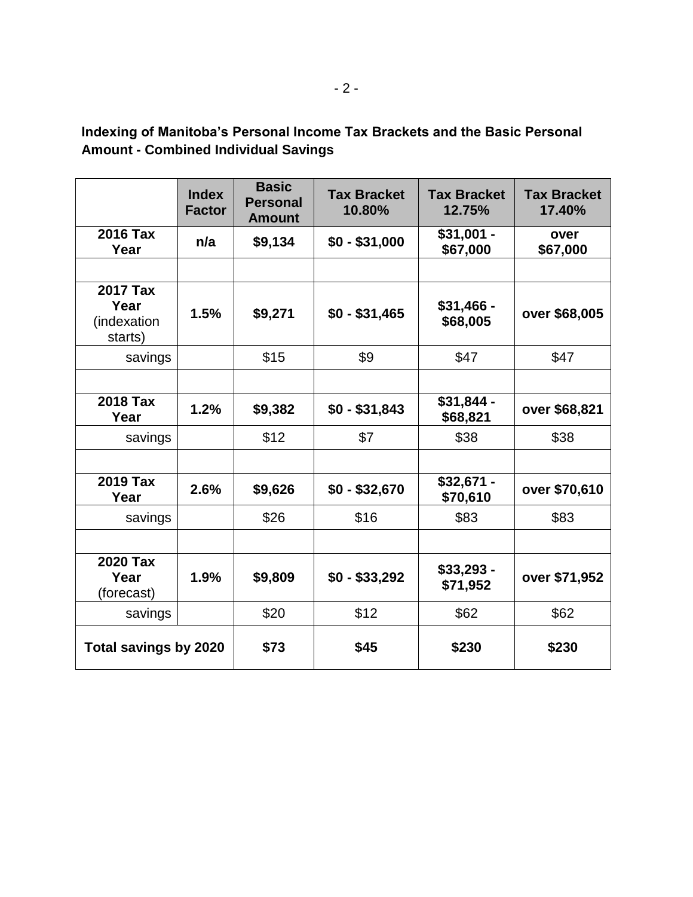**Indexing of Manitoba's Personal Income Tax Brackets and the Basic Personal Amount - Combined Individual Savings**

| | Index Factor | Basic Personal Amount | Tax Bracket 10.80% | Tax Bracket 12.75% | Tax Bracket 17.40% |
|---|---|---|---|---|---|
| **2016 Tax Year** | **n/a** | **$9,134** | **$0 - $31,000** | **$31,001 - $67,000** | **over $67,000** |
| | | | | | |
| **2017 Tax Year** (indexation starts) | **1.5%** | **$9,271** | **$0 - $31,465** | **$31,466 - $68,005** | **over $68,005** |
| savings | | $15 | $9 | $47 | $47 |
| | | | | | |
| **2018 Tax Year** | **1.2%** | **$9,382** | **$0 - $31,843** | **$31,844 - $68,821** | **over $68,821** |
| savings | | $12 | $7 | $38 | $38 |
| | | | | | |
| **2019 Tax Year** | **2.6%** | **$9,626** | **$0 - $32,670** | **$32,671 - $70,610** | **over $70,610** |
| savings | | $26 | $16 | $83 | $83 |
| | | | | | |
| **2020 Tax Year** (forecast) | **1.9%** | **$9,809** | **$0 - $33,292** | **$33,293 - $71,952** | **over $71,952** |
| savings | | $20 | $12 | $62 | $62 |
| **Total savings by 2020** | | **$73** | **$45** | **$230** | **$230** |